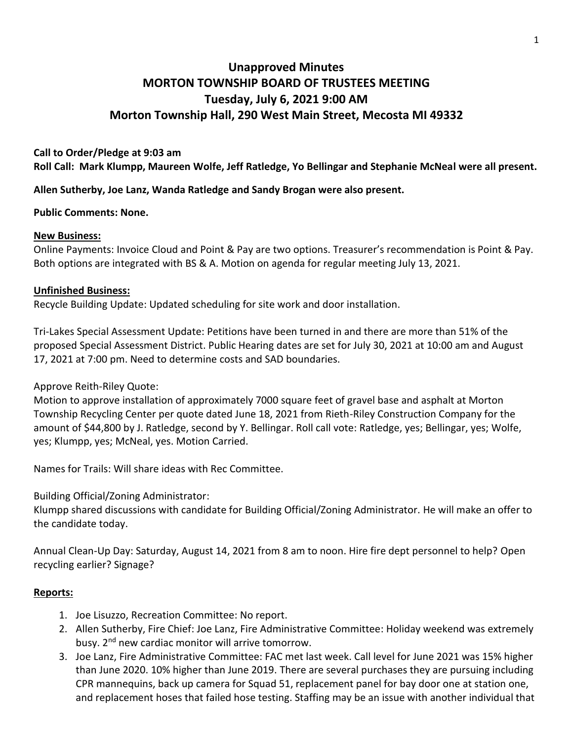# Unapproved Minutes
# MORTON TOWNSHIP BOARD OF TRUSTEES MEETING
# Tuesday, July 6, 2021 9:00 AM
# Morton Township Hall, 290 West Main Street, Mecosta MI 49332

**Call to Order/Pledge at 9:03 am**
**Roll Call: Mark Klumpp, Maureen Wolfe, Jeff Ratledge, Yo Bellingar and Stephanie McNeal were all present.**

**Allen Sutherby, Joe Lanz, Wanda Ratledge and Sandy Brogan were also present.**

**Public Comments: None.**

**New Business:**

Online Payments: Invoice Cloud and Point & Pay are two options. Treasurer's recommendation is Point & Pay. Both options are integrated with BS & A. Motion on agenda for regular meeting July 13, 2021.

**Unfinished Business:**

Recycle Building Update: Updated scheduling for site work and door installation.

Tri-Lakes Special Assessment Update: Petitions have been turned in and there are more than 51% of the proposed Special Assessment District. Public Hearing dates are set for July 30, 2021 at 10:00 am and August 17, 2021 at 7:00 pm. Need to determine costs and SAD boundaries.

Approve Reith-Riley Quote:
Motion to approve installation of approximately 7000 square feet of gravel base and asphalt at Morton Township Recycling Center per quote dated June 18, 2021 from Rieth-Riley Construction Company for the amount of $44,800 by J. Ratledge, second by Y. Bellingar. Roll call vote: Ratledge, yes; Bellingar, yes; Wolfe, yes; Klumpp, yes; McNeal, yes. Motion Carried.

Names for Trails: Will share ideas with Rec Committee.

Building Official/Zoning Administrator:
Klumpp shared discussions with candidate for Building Official/Zoning Administrator. He will make an offer to the candidate today.

Annual Clean-Up Day: Saturday, August 14, 2021 from 8 am to noon. Hire fire dept personnel to help? Open recycling earlier? Signage?

**Reports:**

1. Joe Lisuzzo, Recreation Committee: No report.
2. Allen Sutherby, Fire Chief: Joe Lanz, Fire Administrative Committee: Holiday weekend was extremely busy. 2nd new cardiac monitor will arrive tomorrow.
3. Joe Lanz, Fire Administrative Committee: FAC met last week. Call level for June 2021 was 15% higher than June 2020. 10% higher than June 2019. There are several purchases they are pursuing including CPR mannequins, back up camera for Squad 51, replacement panel for bay door one at station one, and replacement hoses that failed hose testing. Staffing may be an issue with another individual that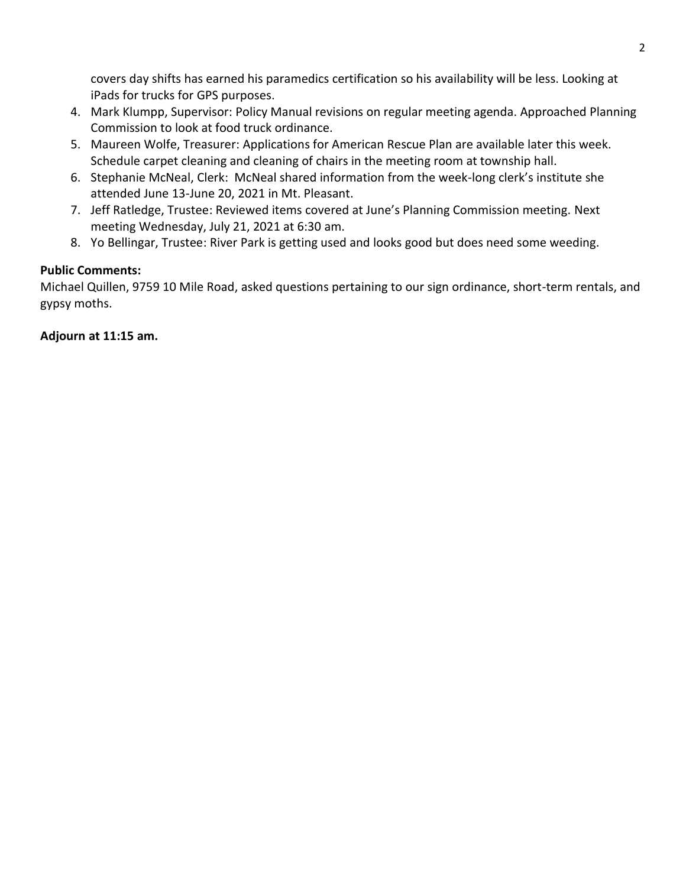covers day shifts has earned his paramedics certification so his availability will be less. Looking at iPads for trucks for GPS purposes.

4. Mark Klumpp, Supervisor: Policy Manual revisions on regular meeting agenda. Approached Planning Commission to look at food truck ordinance.
5. Maureen Wolfe, Treasurer: Applications for American Rescue Plan are available later this week. Schedule carpet cleaning and cleaning of chairs in the meeting room at township hall.
6. Stephanie McNeal, Clerk: McNeal shared information from the week-long clerk's institute she attended June 13-June 20, 2021 in Mt. Pleasant.
7. Jeff Ratledge, Trustee: Reviewed items covered at June's Planning Commission meeting. Next meeting Wednesday, July 21, 2021 at 6:30 am.
8. Yo Bellingar, Trustee: River Park is getting used and looks good but does need some weeding.

**Public Comments:**

Michael Quillen, 9759 10 Mile Road, asked questions pertaining to our sign ordinance, short-term rentals, and gypsy moths.

**Adjourn at 11:15 am.**